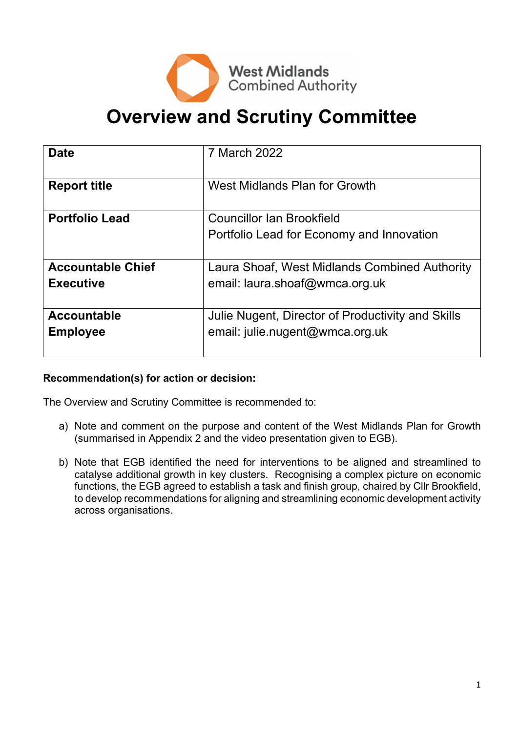West Midlands Combined Authority

# Overview and Scrutiny Committee

| | |
|---|---|
| **Date** | 7 March 2022 |
| **Report title** | West Midlands Plan for Growth |
| **Portfolio Lead** | Councillor Ian Brookfield<br>Portfolio Lead for Economy and Innovation |
| **Accountable Chief Executive** | Laura Shoaf, West Midlands Combined Authority<br>email: laura.shoaf@wmca.org.uk |
| **Accountable Employee** | Julie Nugent, Director of Productivity and Skills<br>email: julie.nugent@wmca.org.uk |

**Recommendation(s) for action or decision:**

The Overview and Scrutiny Committee is recommended to:

a) Note and comment on the purpose and content of the West Midlands Plan for Growth (summarised in Appendix 2 and the video presentation given to EGB).

b) Note that EGB identified the need for interventions to be aligned and streamlined to catalyse additional growth in key clusters. Recognising a complex picture on economic functions, the EGB agreed to establish a task and finish group, chaired by Cllr Brookfield, to develop recommendations for aligning and streamlining economic development activity across organisations.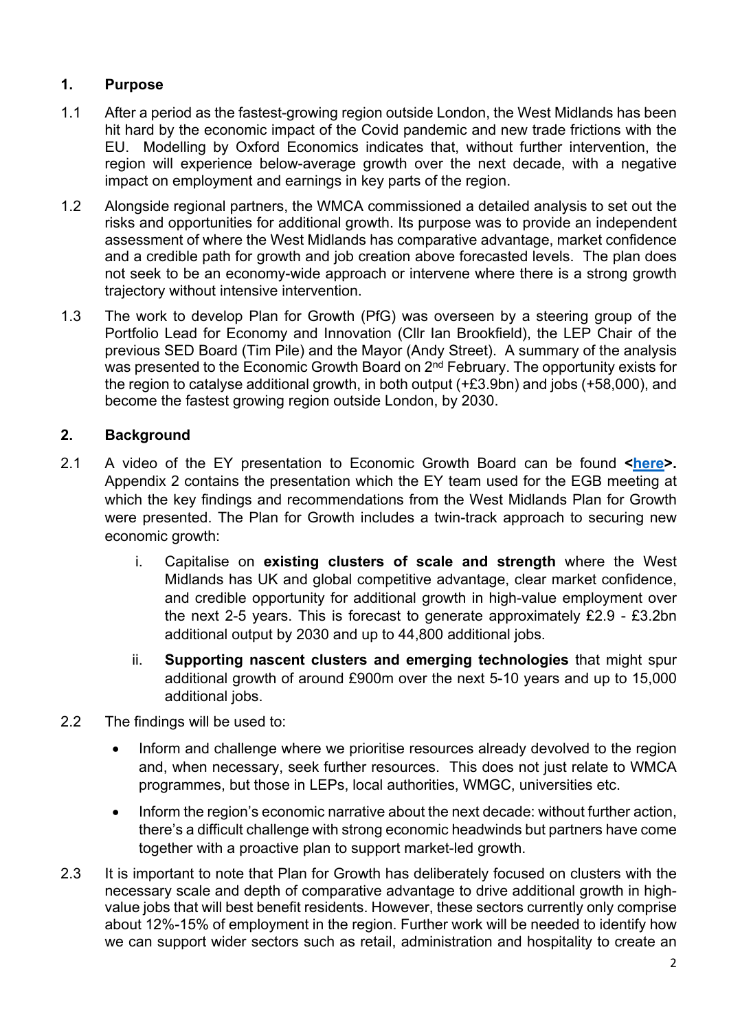## 1. Purpose

1.1 After a period as the fastest-growing region outside London, the West Midlands has been hit hard by the economic impact of the Covid pandemic and new trade frictions with the EU. Modelling by Oxford Economics indicates that, without further intervention, the region will experience below-average growth over the next decade, with a negative impact on employment and earnings in key parts of the region.

1.2 Alongside regional partners, the WMCA commissioned a detailed analysis to set out the risks and opportunities for additional growth. Its purpose was to provide an independent assessment of where the West Midlands has comparative advantage, market confidence and a credible path for growth and job creation above forecasted levels. The plan does not seek to be an economy-wide approach or intervene where there is a strong growth trajectory without intensive intervention.

1.3 The work to develop Plan for Growth (PfG) was overseen by a steering group of the Portfolio Lead for Economy and Innovation (Cllr Ian Brookfield), the LEP Chair of the previous SED Board (Tim Pile) and the Mayor (Andy Street). A summary of the analysis was presented to the Economic Growth Board on 2nd February. The opportunity exists for the region to catalyse additional growth, in both output (+£3.9bn) and jobs (+58,000), and become the fastest growing region outside London, by 2030.

## 2. Background

2.1 A video of the EY presentation to Economic Growth Board can be found **<here>.** Appendix 2 contains the presentation which the EY team used for the EGB meeting at which the key findings and recommendations from the West Midlands Plan for Growth were presented. The Plan for Growth includes a twin-track approach to securing new economic growth:

   i. Capitalise on **existing clusters of scale and strength** where the West Midlands has UK and global competitive advantage, clear market confidence, and credible opportunity for additional growth in high-value employment over the next 2-5 years. This is forecast to generate approximately £2.9 - £3.2bn additional output by 2030 and up to 44,800 additional jobs.

   ii. **Supporting nascent clusters and emerging technologies** that might spur additional growth of around £900m over the next 5-10 years and up to 15,000 additional jobs.

2.2 The findings will be used to:

- Inform and challenge where we prioritise resources already devolved to the region and, when necessary, seek further resources. This does not just relate to WMCA programmes, but those in LEPs, local authorities, WMGC, universities etc.
- Inform the region's economic narrative about the next decade: without further action, there's a difficult challenge with strong economic headwinds but partners have come together with a proactive plan to support market-led growth.

2.3 It is important to note that Plan for Growth has deliberately focused on clusters with the necessary scale and depth of comparative advantage to drive additional growth in high-value jobs that will best benefit residents. However, these sectors currently only comprise about 12%-15% of employment in the region. Further work will be needed to identify how we can support wider sectors such as retail, administration and hospitality to create an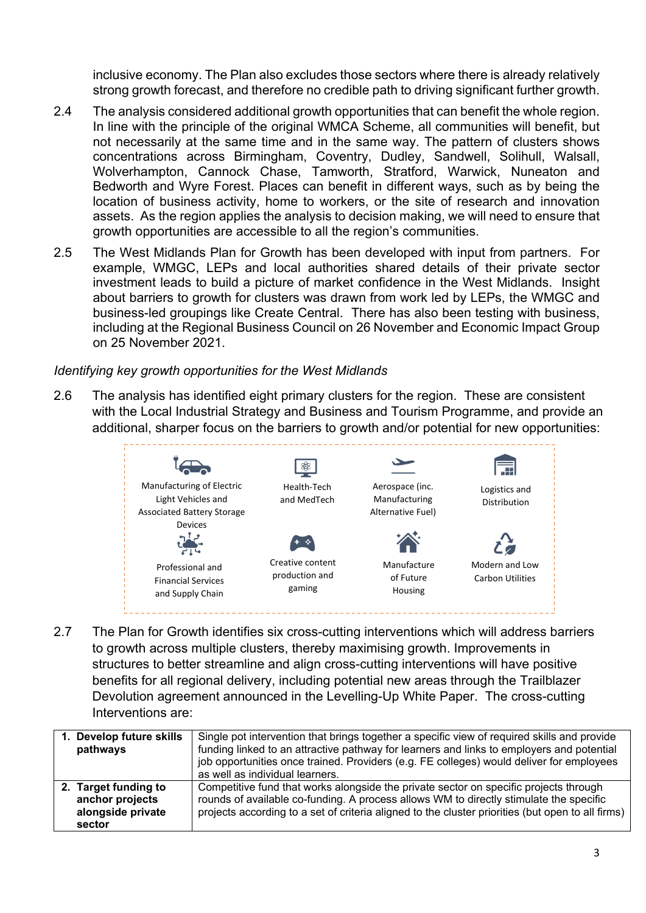inclusive economy. The Plan also excludes those sectors where there is already relatively strong growth forecast, and therefore no credible path to driving significant further growth.

2.4 The analysis considered additional growth opportunities that can benefit the whole region. In line with the principle of the original WMCA Scheme, all communities will benefit, but not necessarily at the same time and in the same way. The pattern of clusters shows concentrations across Birmingham, Coventry, Dudley, Sandwell, Solihull, Walsall, Wolverhampton, Cannock Chase, Tamworth, Stratford, Warwick, Nuneaton and Bedworth and Wyre Forest. Places can benefit in different ways, such as by being the location of business activity, home to workers, or the site of research and innovation assets. As the region applies the analysis to decision making, we will need to ensure that growth opportunities are accessible to all the region's communities.

2.5 The West Midlands Plan for Growth has been developed with input from partners. For example, WMGC, LEPs and local authorities shared details of their private sector investment leads to build a picture of market confidence in the West Midlands. Insight about barriers to growth for clusters was drawn from work led by LEPs, the WMGC and business-led groupings like Create Central. There has also been testing with business, including at the Regional Business Council on 26 November and Economic Impact Group on 25 November 2021.

*Identifying key growth opportunities for the West Midlands*

2.6 The analysis has identified eight primary clusters for the region. These are consistent with the Local Industrial Strategy and Business and Tourism Programme, and provide an additional, sharper focus on the barriers to growth and/or potential for new opportunities:

- Manufacturing of Electric Light Vehicles and Associated Battery Storage Devices
- Health-Tech and MedTech
- Aerospace (inc. Manufacturing Alternative Fuel)
- Logistics and Distribution
- Professional and Financial Services and Supply Chain
- Creative content production and gaming
- Manufacture of Future Housing
- Modern and Low Carbon Utilities

2.7 The Plan for Growth identifies six cross-cutting interventions which will address barriers to growth across multiple clusters, thereby maximising growth. Improvements in structures to better streamline and align cross-cutting interventions will have positive benefits for all regional delivery, including potential new areas through the Trailblazer Devolution agreement announced in the Levelling-Up White Paper. The cross-cutting Interventions are:

| | |
|---|---|
| **1. Develop future skills pathways** | Single pot intervention that brings together a specific view of required skills and provide funding linked to an attractive pathway for learners and links to employers and potential job opportunities once trained. Providers (e.g. FE colleges) would deliver for employees as well as individual learners. |
| **2. Target funding to anchor projects alongside private sector** | Competitive fund that works alongside the private sector on specific projects through rounds of available co-funding. A process allows WM to directly stimulate the specific projects according to a set of criteria aligned to the cluster priorities (but open to all firms) |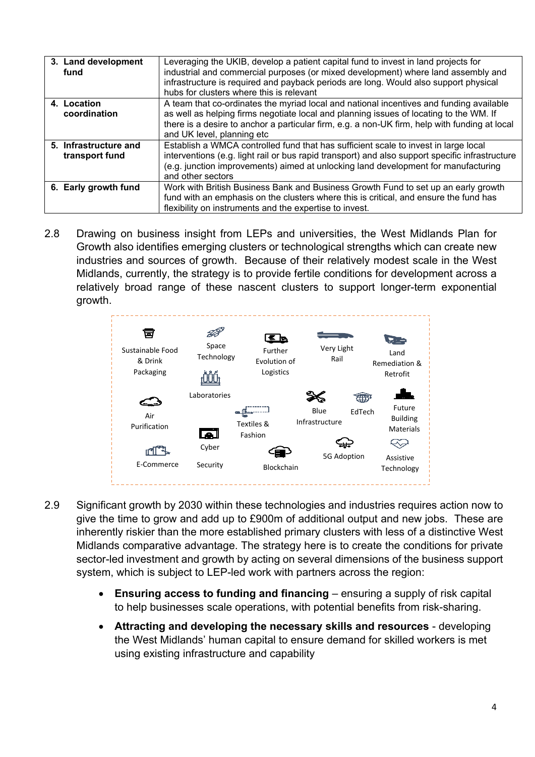| 3. **Land development fund** | Leveraging the UKIB, develop a patient capital fund to invest in land projects for industrial and commercial purposes (or mixed development) where land assembly and infrastructure is required and payback periods are long. Would also support physical hubs for clusters where this is relevant |
|---|---|
| 4. **Location coordination** | A team that co-ordinates the myriad local and national incentives and funding available as well as helping firms negotiate local and planning issues of locating to the WM. If there is a desire to anchor a particular firm, e.g. a non-UK firm, help with funding at local and UK level, planning etc |
| 5. **Infrastructure and transport fund** | Establish a WMCA controlled fund that has sufficient scale to invest in large local interventions (e.g. light rail or bus rapid transport) and also support specific infrastructure (e.g. junction improvements) aimed at unlocking land development for manufacturing and other sectors |
| 6. **Early growth fund** | Work with British Business Bank and Business Growth Fund to set up an early growth fund with an emphasis on the clusters where this is critical, and ensure the fund has flexibility on instruments and the expertise to invest. |

2.8 Drawing on business insight from LEPs and universities, the West Midlands Plan for Growth also identifies emerging clusters or technological strengths which can create new industries and sources of growth. Because of their relatively modest scale in the West Midlands, currently, the strategy is to provide fertile conditions for development across a relatively broad range of these nascent clusters to support longer-term exponential growth.

Sustainable Food & Drink Packaging | Space Technology | Further Evolution of Logistics | Very Light Rail | Land Remediation & Retrofit | Laboratories | Air Purification | Textiles & Fashion | Blue Infrastructure | EdTech | Future Building Materials | Cyber Security | E-Commerce | Blockchain | 5G Adoption | Assistive Technology

2.9 Significant growth by 2030 within these technologies and industries requires action now to give the time to grow and add up to £900m of additional output and new jobs. These are inherently riskier than the more established primary clusters with less of a distinctive West Midlands comparative advantage. The strategy here is to create the conditions for private sector-led investment and growth by acting on several dimensions of the business support system, which is subject to LEP-led work with partners across the region:

- **Ensuring access to funding and financing** – ensuring a supply of risk capital to help businesses scale operations, with potential benefits from risk-sharing.
- **Attracting and developing the necessary skills and resources** - developing the West Midlands' human capital to ensure demand for skilled workers is met using existing infrastructure and capability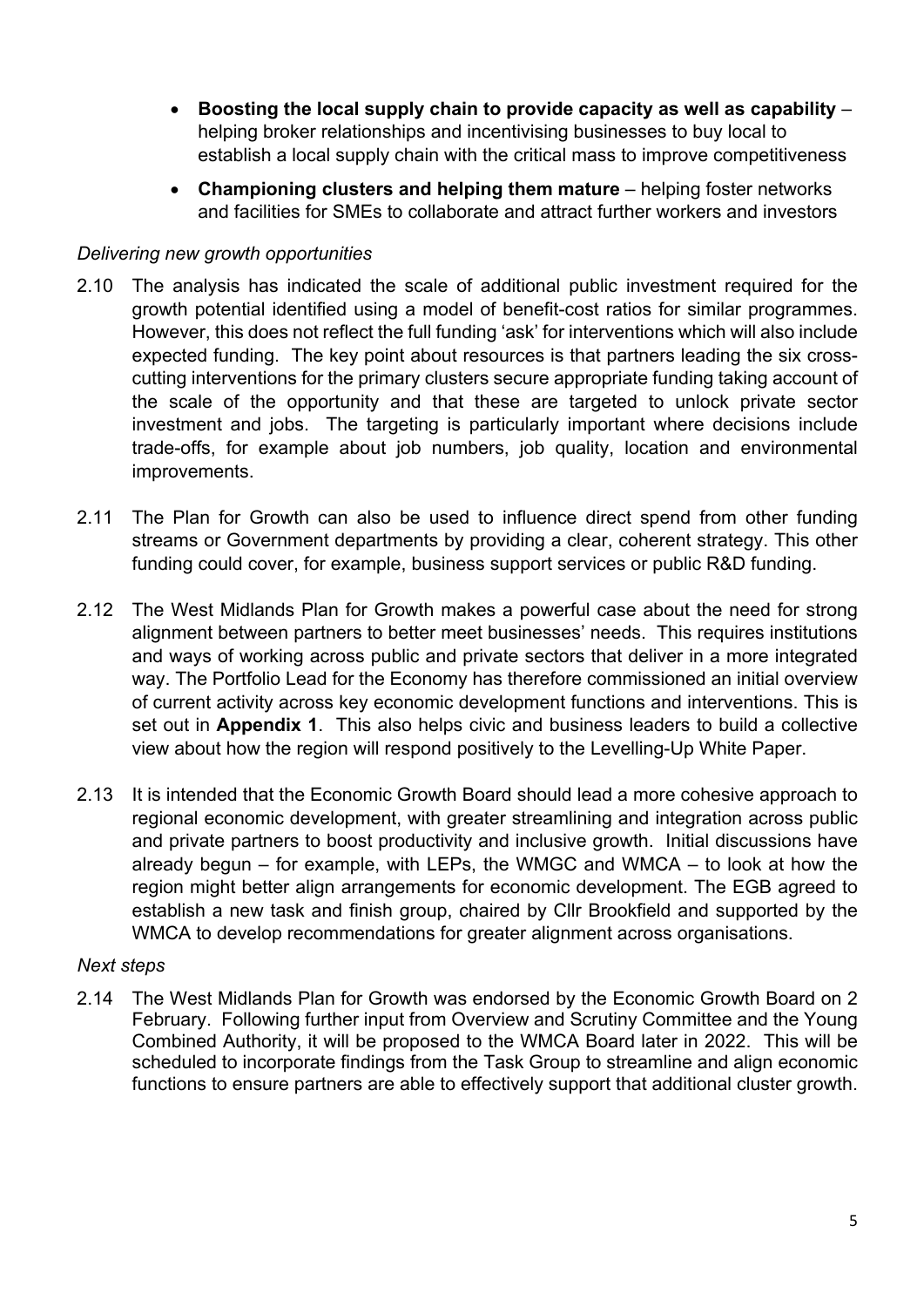- **Boosting the local supply chain to provide capacity as well as capability** – helping broker relationships and incentivising businesses to buy local to establish a local supply chain with the critical mass to improve competitiveness
- **Championing clusters and helping them mature** – helping foster networks and facilities for SMEs to collaborate and attract further workers and investors

*Delivering new growth opportunities*

2.10 The analysis has indicated the scale of additional public investment required for the growth potential identified using a model of benefit-cost ratios for similar programmes. However, this does not reflect the full funding 'ask' for interventions which will also include expected funding. The key point about resources is that partners leading the six cross-cutting interventions for the primary clusters secure appropriate funding taking account of the scale of the opportunity and that these are targeted to unlock private sector investment and jobs. The targeting is particularly important where decisions include trade-offs, for example about job numbers, job quality, location and environmental improvements.

2.11 The Plan for Growth can also be used to influence direct spend from other funding streams or Government departments by providing a clear, coherent strategy. This other funding could cover, for example, business support services or public R&D funding.

2.12 The West Midlands Plan for Growth makes a powerful case about the need for strong alignment between partners to better meet businesses' needs. This requires institutions and ways of working across public and private sectors that deliver in a more integrated way. The Portfolio Lead for the Economy has therefore commissioned an initial overview of current activity across key economic development functions and interventions. This is set out in **Appendix 1**. This also helps civic and business leaders to build a collective view about how the region will respond positively to the Levelling-Up White Paper.

2.13 It is intended that the Economic Growth Board should lead a more cohesive approach to regional economic development, with greater streamlining and integration across public and private partners to boost productivity and inclusive growth. Initial discussions have already begun – for example, with LEPs, the WMGC and WMCA – to look at how the region might better align arrangements for economic development. The EGB agreed to establish a new task and finish group, chaired by Cllr Brookfield and supported by the WMCA to develop recommendations for greater alignment across organisations.

*Next steps*

2.14 The West Midlands Plan for Growth was endorsed by the Economic Growth Board on 2 February. Following further input from Overview and Scrutiny Committee and the Young Combined Authority, it will be proposed to the WMCA Board later in 2022. This will be scheduled to incorporate findings from the Task Group to streamline and align economic functions to ensure partners are able to effectively support that additional cluster growth.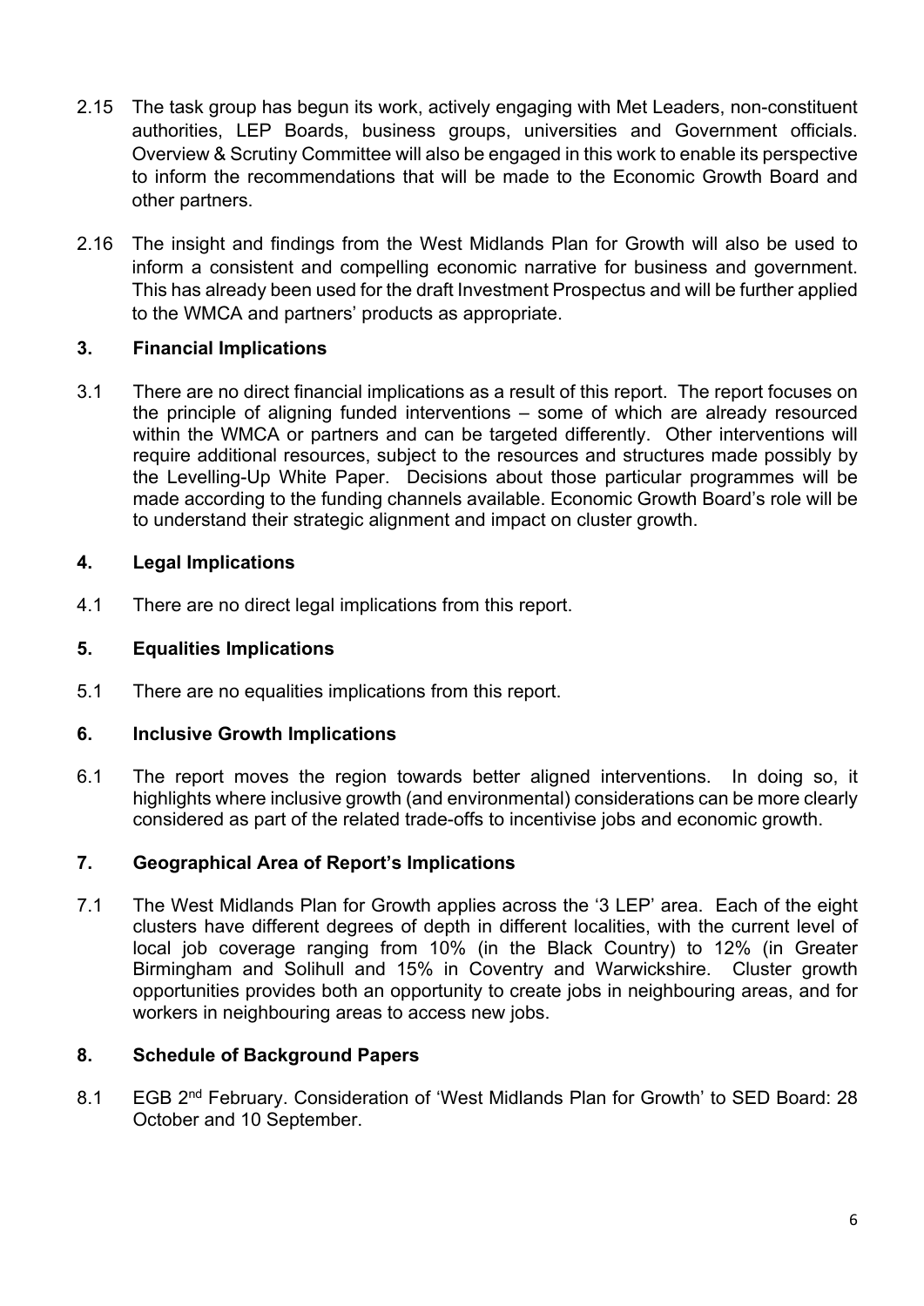2.15 The task group has begun its work, actively engaging with Met Leaders, non-constituent authorities, LEP Boards, business groups, universities and Government officials. Overview & Scrutiny Committee will also be engaged in this work to enable its perspective to inform the recommendations that will be made to the Economic Growth Board and other partners.

2.16 The insight and findings from the West Midlands Plan for Growth will also be used to inform a consistent and compelling economic narrative for business and government. This has already been used for the draft Investment Prospectus and will be further applied to the WMCA and partners' products as appropriate.

## 3. Financial Implications

3.1 There are no direct financial implications as a result of this report. The report focuses on the principle of aligning funded interventions – some of which are already resourced within the WMCA or partners and can be targeted differently. Other interventions will require additional resources, subject to the resources and structures made possibly by the Levelling-Up White Paper. Decisions about those particular programmes will be made according to the funding channels available. Economic Growth Board's role will be to understand their strategic alignment and impact on cluster growth.

## 4. Legal Implications

4.1 There are no direct legal implications from this report.

## 5. Equalities Implications

5.1 There are no equalities implications from this report.

## 6. Inclusive Growth Implications

6.1 The report moves the region towards better aligned interventions. In doing so, it highlights where inclusive growth (and environmental) considerations can be more clearly considered as part of the related trade-offs to incentivise jobs and economic growth.

## 7. Geographical Area of Report's Implications

7.1 The West Midlands Plan for Growth applies across the '3 LEP' area. Each of the eight clusters have different degrees of depth in different localities, with the current level of local job coverage ranging from 10% (in the Black Country) to 12% (in Greater Birmingham and Solihull and 15% in Coventry and Warwickshire. Cluster growth opportunities provides both an opportunity to create jobs in neighbouring areas, and for workers in neighbouring areas to access new jobs.

## 8. Schedule of Background Papers

8.1 EGB 2nd February. Consideration of 'West Midlands Plan for Growth' to SED Board: 28 October and 10 September.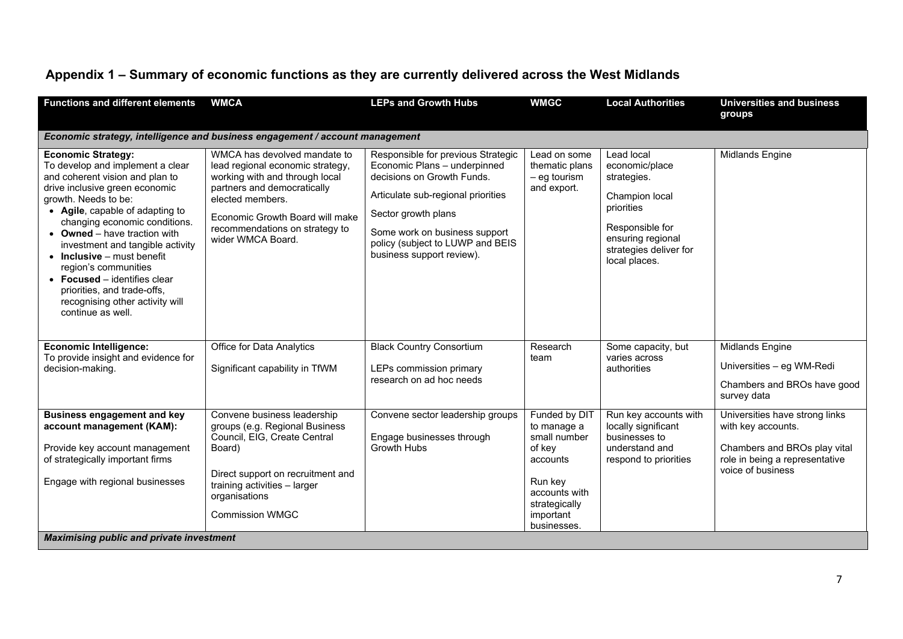## Appendix 1 – Summary of economic functions as they are currently delivered across the West Midlands

| Functions and different elements | WMCA | LEPs and Growth Hubs | WMGC | Local Authorities | Universities and business groups |
|---|---|---|---|---|---|
| ***Economic strategy, intelligence and business engagement / account management*** | | | | | |
| **Economic Strategy:** To develop and implement a clear and coherent vision and plan to drive inclusive green economic growth. Needs to be: <br>• **Agile**, capable of adapting to changing economic conditions. <br>• **Owned** – have traction with investment and tangible activity <br>• **Inclusive** – must benefit region's communities <br>• **Focused** – identifies clear priorities, and trade-offs, recognising other activity will continue as well. | WMCA has devolved mandate to lead regional economic strategy, working with and through local partners and democratically elected members. <br><br> Economic Growth Board will make recommendations on strategy to wider WMCA Board. | Responsible for previous Strategic Economic Plans – underpinned decisions on Growth Funds. <br><br> Articulate sub-regional priorities <br><br> Sector growth plans <br><br> Some work on business support policy (subject to LUWP and BEIS business support review). | Lead on some thematic plans – eg tourism and export. | Lead local economic/place strategies. <br><br> Champion local priorities <br><br> Responsible for ensuring regional strategies deliver for local places. | Midlands Engine |
| **Economic Intelligence:** To provide insight and evidence for decision-making. | Office for Data Analytics <br><br> Significant capability in TfWM | Black Country Consortium <br><br> LEPs commission primary research on ad hoc needs | Research team | Some capacity, but varies across authorities | Midlands Engine <br><br> Universities – eg WM-Redi <br><br> Chambers and BROs have good survey data |
| **Business engagement and key account management (KAM):** <br><br> Provide key account management of strategically important firms <br><br> Engage with regional businesses | Convene business leadership groups (e.g. Regional Business Council, EIG, Create Central Board) <br><br> Direct support on recruitment and training activities – larger organisations <br><br> Commission WMGC | Convene sector leadership groups <br><br> Engage businesses through Growth Hubs | Funded by DIT to manage a small number of key accounts <br><br> Run key accounts with strategically important businesses. | Run key accounts with locally significant businesses to understand and respond to priorities | Universities have strong links with key accounts. <br><br> Chambers and BROs play vital role in being a representative voice of business |
| ***Maximising public and private investment*** | | | | | |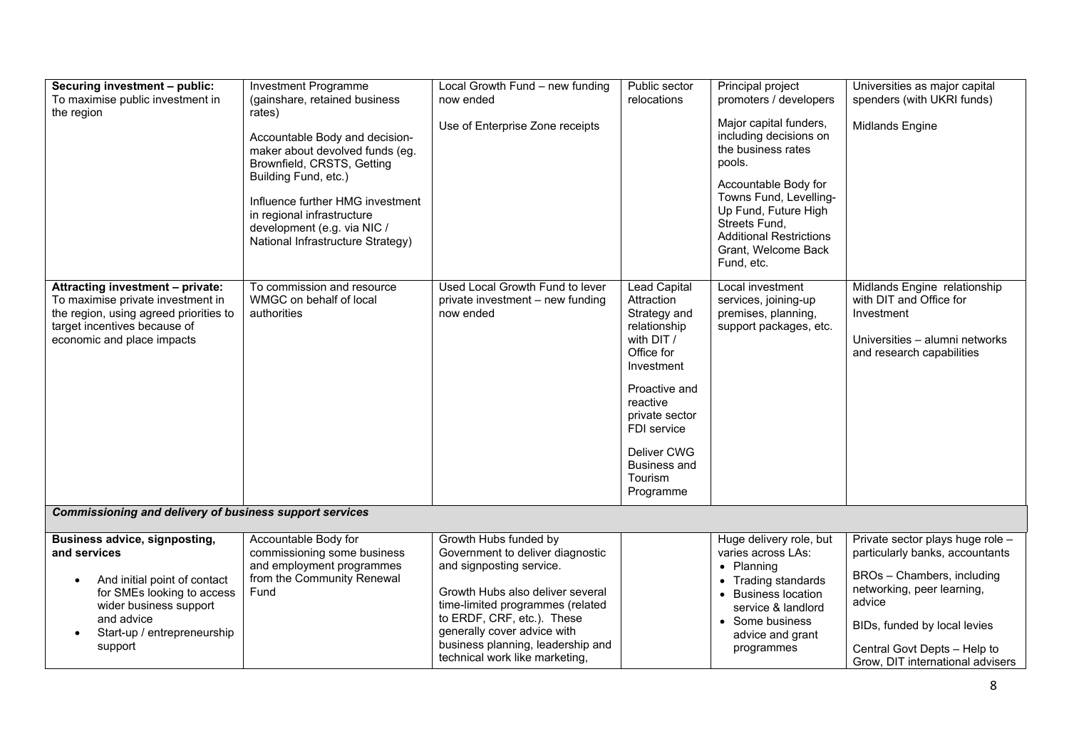| | | | | | |
|---|---|---|---|---|---|
| **Securing investment – public:** To maximise public investment in the region | Investment Programme (gainshare, retained business rates)<br><br>Accountable Body and decision-maker about devolved funds (eg. Brownfield, CRSTS, Getting Building Fund, etc.)<br><br>Influence further HMG investment in regional infrastructure development (e.g. via NIC / National Infrastructure Strategy) | Local Growth Fund – new funding now ended<br><br>Use of Enterprise Zone receipts | Public sector relocations | Principal project promoters / developers<br><br>Major capital funders, including decisions on the business rates pools.<br><br>Accountable Body for Towns Fund, Levelling-Up Fund, Future High Streets Fund, Additional Restrictions Grant, Welcome Back Fund, etc. | Universities as major capital spenders (with UKRI funds)<br><br>Midlands Engine |
| **Attracting investment – private:** To maximise private investment in the region, using agreed priorities to target incentives because of economic and place impacts | To commission and resource WMGC on behalf of local authorities | Used Local Growth Fund to lever private investment – new funding now ended | Lead Capital Attraction Strategy and relationship with DIT / Office for Investment<br><br>Proactive and reactive private sector FDI service<br><br>Deliver CWG Business and Tourism Programme | Local investment services, joining-up premises, planning, support packages, etc. | Midlands Engine relationship with DIT and Office for Investment<br><br>Universities – alumni networks and research capabilities |
| ***Commissioning and delivery of business support services*** | | | | | |
| **Business advice, signposting, and services**<br><br>• And initial point of contact for SMEs looking to access wider business support and advice<br>• Start-up / entrepreneurship support | Accountable Body for commissioning some business and employment programmes from the Community Renewal Fund | Growth Hubs funded by Government to deliver diagnostic and signposting service.<br><br>Growth Hubs also deliver several time-limited programmes (related to ERDF, CRF, etc.). These generally cover advice with business planning, leadership and technical work like marketing, | | Huge delivery role, but varies across LAs:<br>• Planning<br>• Trading standards<br>• Business location service & landlord<br>• Some business advice and grant programmes | Private sector plays huge role – particularly banks, accountants<br><br>BROs – Chambers, including networking, peer learning, advice<br><br>BIDs, funded by local levies<br><br>Central Govt Depts – Help to Grow, DIT international advisers |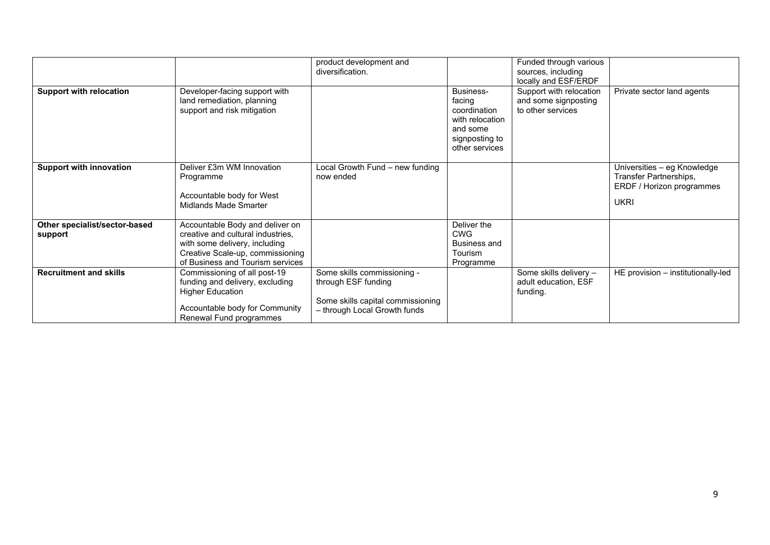| | | | | | |
|---|---|---|---|---|---|
| | | product development and diversification. | | Funded through various sources, including locally and ESF/ERDF | |
| **Support with relocation** | Developer-facing support with land remediation, planning support and risk mitigation | | Business-facing coordination with relocation and some signposting to other services | Support with relocation and some signposting to other services | Private sector land agents |
| **Support with innovation** | Deliver £3m WM Innovation Programme<br><br>Accountable body for West Midlands Made Smarter | Local Growth Fund – new funding now ended | | | Universities – eg Knowledge Transfer Partnerships, ERDF / Horizon programmes<br><br>UKRI |
| **Other specialist/sector-based support** | Accountable Body and deliver on creative and cultural industries, with some delivery, including Creative Scale-up, commissioning of Business and Tourism services | | Deliver the CWG Business and Tourism Programme | | |
| **Recruitment and skills** | Commissioning of all post-19 funding and delivery, excluding Higher Education<br><br>Accountable body for Community Renewal Fund programmes | Some skills commissioning - through ESF funding<br><br>Some skills capital commissioning – through Local Growth funds | | Some skills delivery – adult education, ESF funding. | HE provision – institutionally-led |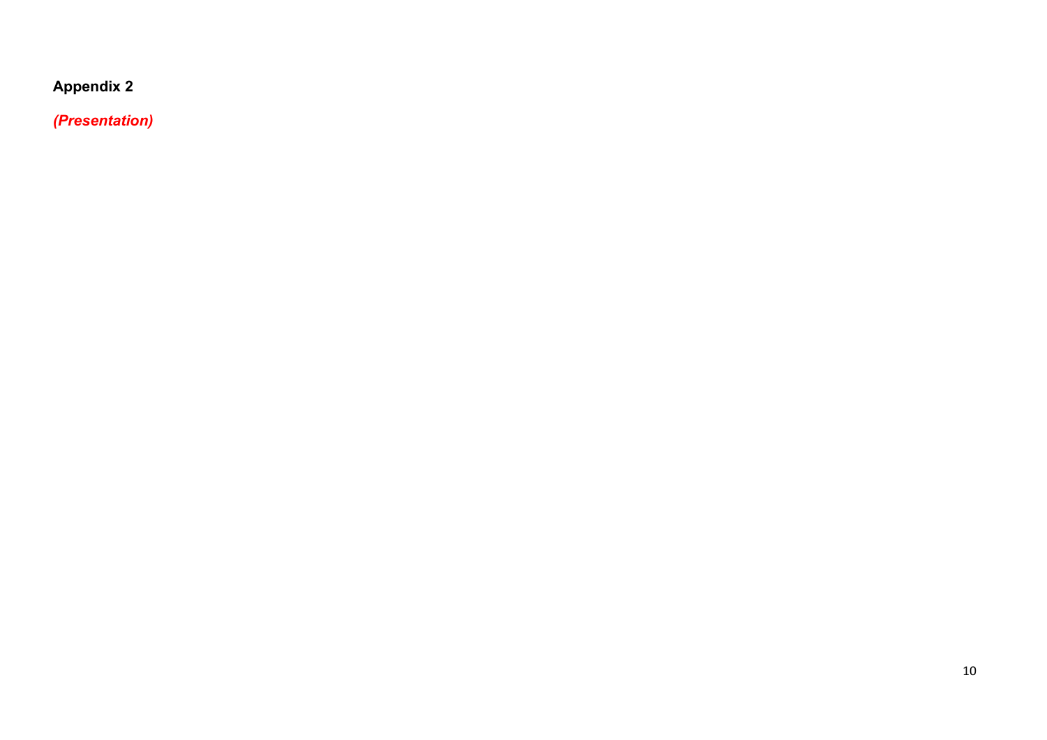**Appendix 2**

***(Presentation)***